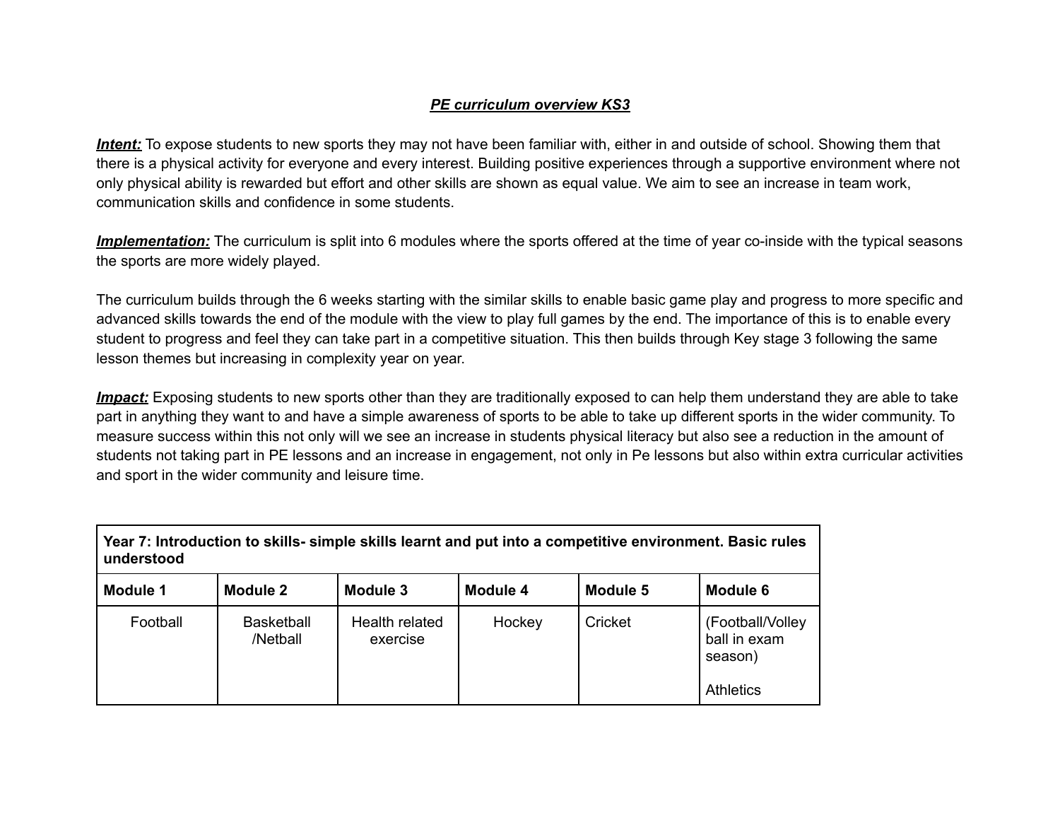# ***PE curriculum overview KS3***

***Intent:*** To expose students to new sports they may not have been familiar with, either in and outside of school. Showing them that there is a physical activity for everyone and every interest. Building positive experiences through a supportive environment where not only physical ability is rewarded but effort and other skills are shown as equal value. We aim to see an increase in team work, communication skills and confidence in some students.

***Implementation:*** The curriculum is split into 6 modules where the sports offered at the time of year co-inside with the typical seasons the sports are more widely played.

The curriculum builds through the 6 weeks starting with the similar skills to enable basic game play and progress to more specific and advanced skills towards the end of the module with the view to play full games by the end. The importance of this is to enable every student to progress and feel they can take part in a competitive situation. This then builds through Key stage 3 following the same lesson themes but increasing in complexity year on year.

***Impact:*** Exposing students to new sports other than they are traditionally exposed to can help them understand they are able to take part in anything they want to and have a simple awareness of sports to be able to take up different sports in the wider community. To measure success within this not only will we see an increase in students physical literacy but also see a reduction in the amount of students not taking part in PE lessons and an increase in engagement, not only in Pe lessons but also within extra curricular activities and sport in the wider community and leisure time.

| **Year 7: Introduction to skills- simple skills learnt and put into a competitive environment. Basic rules understood** | | | | | |
|---|---|---|---|---|---|
| **Module 1** | **Module 2** | **Module 3** | **Module 4** | **Module 5** | **Module 6** |
| Football | Basketball /Netball | Health related exercise | Hockey | Cricket | (Football/Volley ball in exam season)<br><br>Athletics |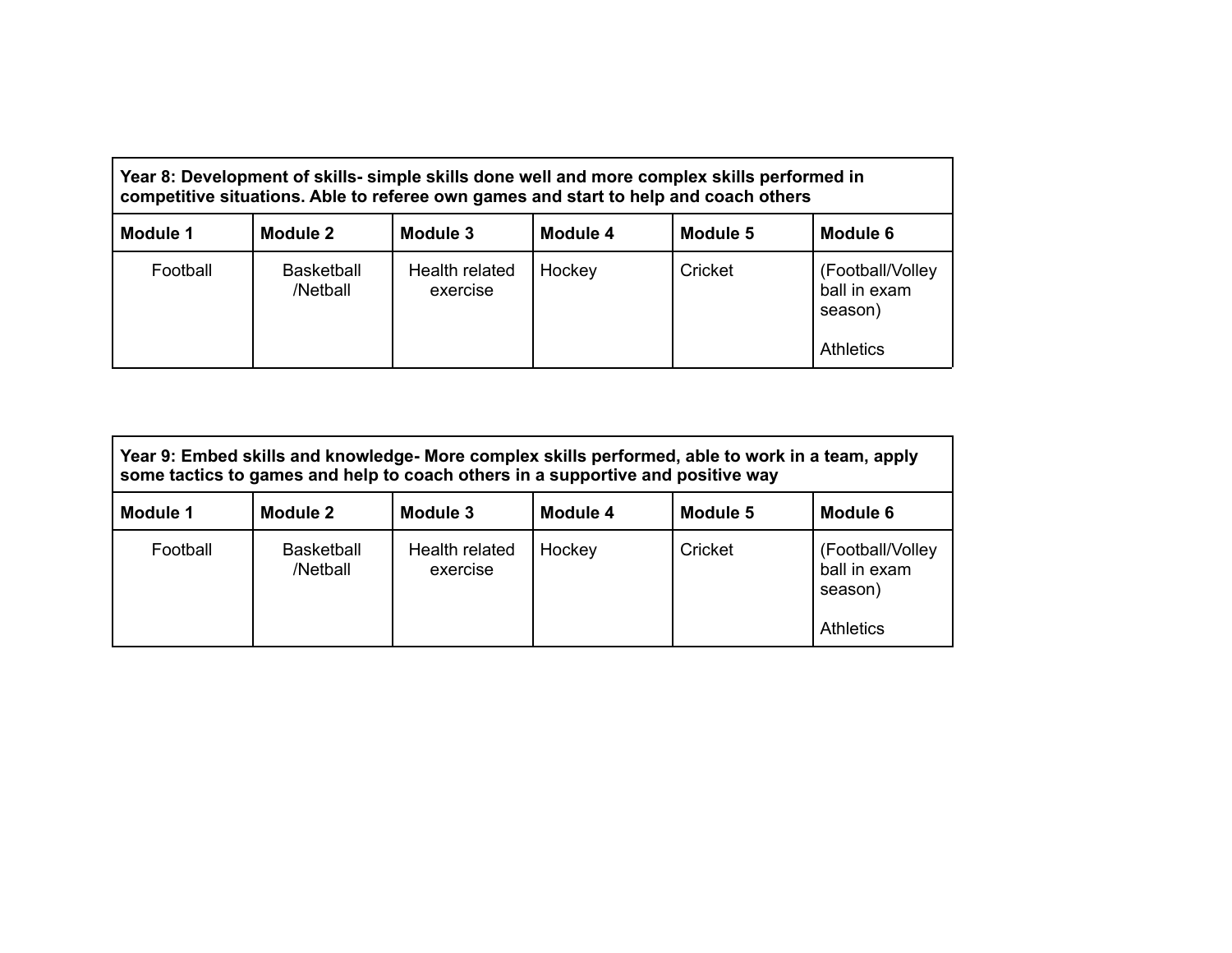| **Year 8: Development of skills- simple skills done well and more complex skills performed in competitive situations. Able to referee own games and start to help and coach others** | | | | | |
|---|---|---|---|---|---|
| **Module 1** | **Module 2** | **Module 3** | **Module 4** | **Module 5** | **Module 6** |
| Football | Basketball /Netball | Health related exercise | Hockey | Cricket | (Football/Volley ball in exam season)<br><br>Athletics |

| **Year 9: Embed skills and knowledge- More complex skills performed, able to work in a team, apply some tactics to games and help to coach others in a supportive and positive way** | | | | | |
|---|---|---|---|---|---|
| **Module 1** | **Module 2** | **Module 3** | **Module 4** | **Module 5** | **Module 6** |
| Football | Basketball /Netball | Health related exercise | Hockey | Cricket | (Football/Volley ball in exam season)<br><br>Athletics |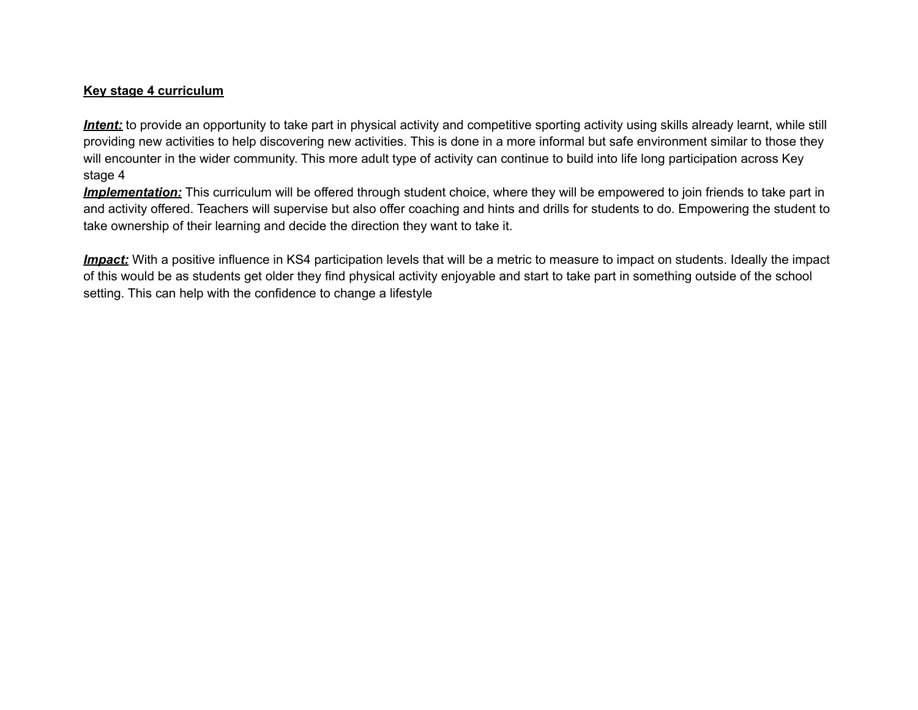**Key stage 4 curriculum**

***Intent:*** to provide an opportunity to take part in physical activity and competitive sporting activity using skills already learnt, while still providing new activities to help discovering new activities. This is done in a more informal but safe environment similar to those they will encounter in the wider community. This more adult type of activity can continue to build into life long participation across Key stage 4

***Implementation:*** This curriculum will be offered through student choice, where they will be empowered to join friends to take part in and activity offered. Teachers will supervise but also offer coaching and hints and drills for students to do. Empowering the student to take ownership of their learning and decide the direction they want to take it.

***Impact:*** With a positive influence in KS4 participation levels that will be a metric to measure to impact on students. Ideally the impact of this would be as students get older they find physical activity enjoyable and start to take part in something outside of the school setting. This can help with the confidence to change a lifestyle